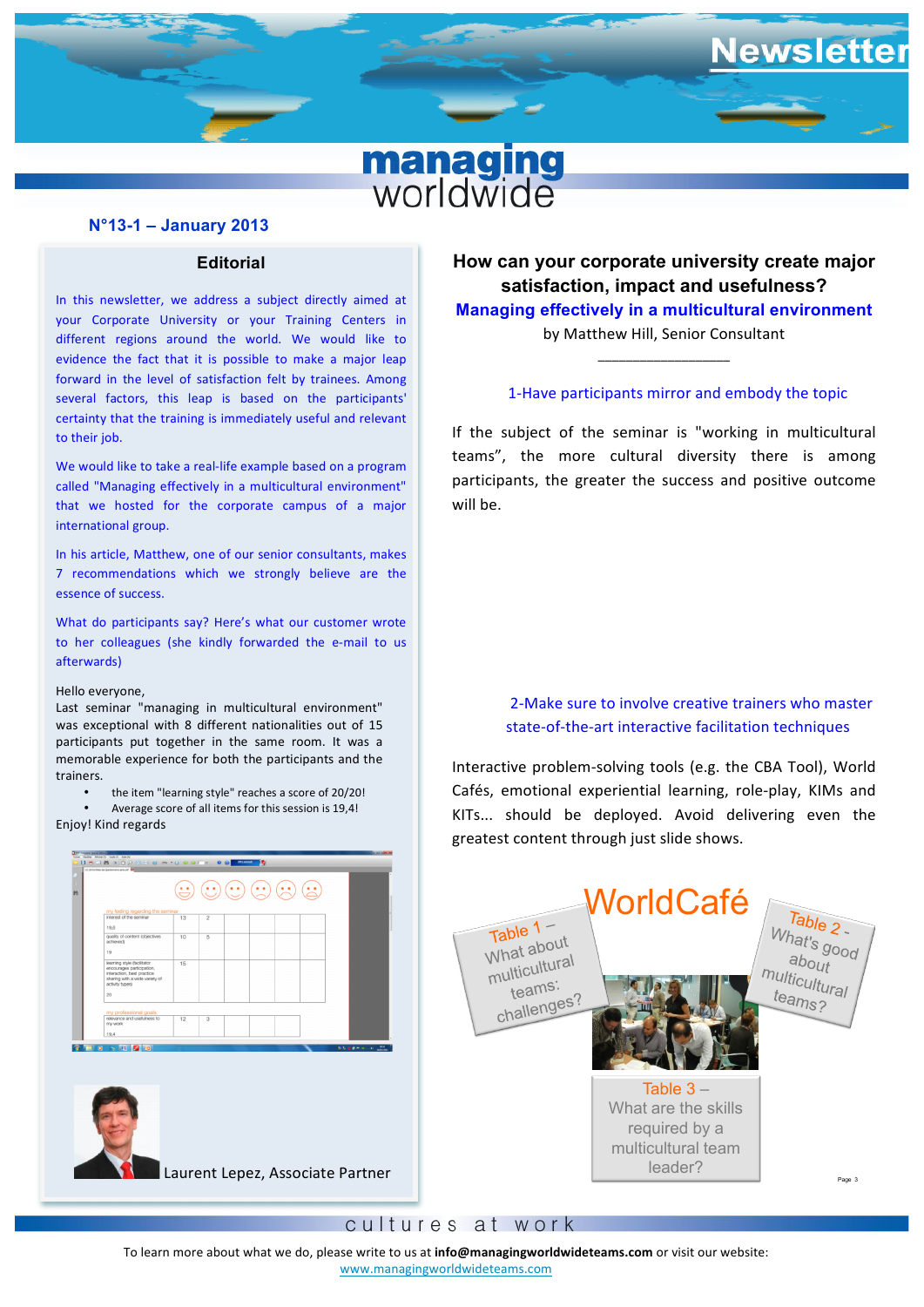# Newsletter

**managing worldwide**

**N°13-1 – January 2013**

## Editorial

In this newsletter, we address a subject directly aimed at your Corporate University or your Training Centers in different regions around the world. We would like to evidence the fact that it is possible to make a major leap forward in the level of satisfaction felt by trainees. Among several factors, this leap is based on the participants' certainty that the training is immediately useful and relevant to their job.

We would like to take a real-life example based on a program called "Managing effectively in a multicultural environment" that we hosted for the corporate campus of a major international group.

In his article, Matthew, one of our senior consultants, makes 7 recommendations which we strongly believe are the essence of success.

What do participants say? Here's what our customer wrote to her colleagues (she kindly forwarded the e-mail to us afterwards)

Hello everyone,
Last seminar "managing in multicultural environment" was exceptional with 8 different nationalities out of 15 participants put together in the same room. It was a memorable experience for both the participants and the trainers.

- the item "learning style" reaches a score of 20/20!
- Average score of all items for this session is 19,4!

Enjoy! Kind regards

Laurent Lepez, Associate Partner

## How can your corporate university create major satisfaction, impact and usefulness?

### Managing effectively in a multicultural environment

by Matthew Hill, Senior Consultant

\_\_\_\_\_\_\_\_\_\_\_\_\_\_\_\_\_\_

### 1-Have participants mirror and embody the topic

If the subject of the seminar is "working in multicultural teams", the more cultural diversity there is among participants, the greater the success and positive outcome will be.

### 2-Make sure to involve creative trainers who master state-of-the-art interactive facilitation techniques

Interactive problem-solving tools (e.g. the CBA Tool), World Cafés, emotional experiential learning, role-play, KIMs and KITs... should be deployed. Avoid delivering even the greatest content through just slide shows.

WorldCafé

Table 1 – What about multicultural teams: challenges?

Table 2 - What's good about multicultural teams?

Table 3 – What are the skills required by a multicultural team leader?

cultures at work

To learn more about what we do, please write to us at **info@managingworldwideteams.com** or visit our website: www.managingworldwideteams.com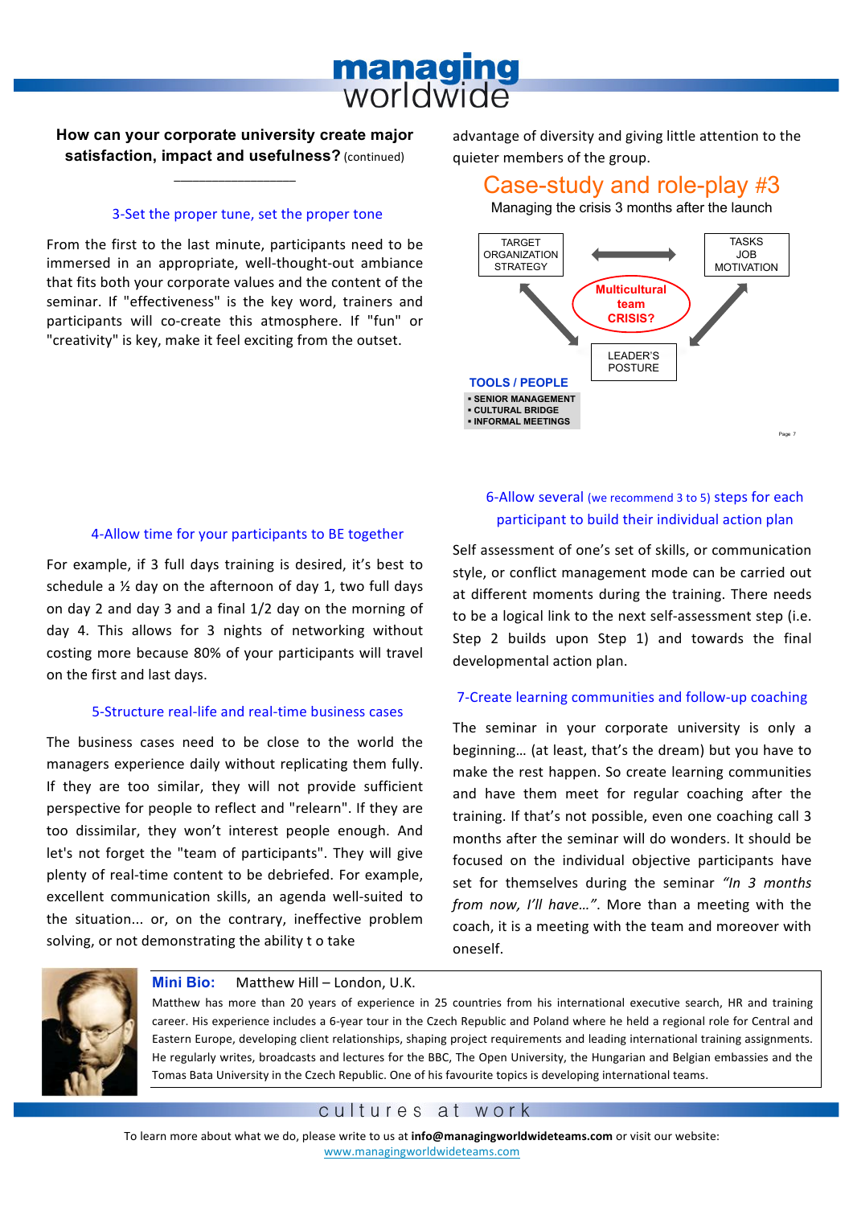## How can your corporate university create major satisfaction, impact and usefulness? (continued)

### 3-Set the proper tune, set the proper tone

From the first to the last minute, participants need to be immersed in an appropriate, well-thought-out ambiance that fits both your corporate values and the content of the seminar. If "effectiveness" is the key word, trainers and participants will co-create this atmosphere. If "fun" or "creativity" is key, make it feel exciting from the outset.

advantage of diversity and giving little attention to the quieter members of the group.

### Case-study and role-play #3

Managing the crisis 3 months after the launch

TARGET ORGANIZATION STRATEGY

TASKS JOB MOTIVATION

Multicultural team CRISIS?

LEADER'S POSTURE

**TOOLS / PEOPLE**

- SENIOR MANAGEMENT
- CULTURAL BRIDGE
- INFORMAL MEETINGS

### 4-Allow time for your participants to BE together

For example, if 3 full days training is desired, it's best to schedule a ½ day on the afternoon of day 1, two full days on day 2 and day 3 and a final 1/2 day on the morning of day 4. This allows for 3 nights of networking without costing more because 80% of your participants will travel on the first and last days.

### 5-Structure real-life and real-time business cases

The business cases need to be close to the world the managers experience daily without replicating them fully. If they are too similar, they will not provide sufficient perspective for people to reflect and "relearn". If they are too dissimilar, they won't interest people enough. And let's not forget the "team of participants". They will give plenty of real-time content to be debriefed. For example, excellent communication skills, an agenda well-suited to the situation... or, on the contrary, ineffective problem solving, or not demonstrating the ability t o take

### 6-Allow several (we recommend 3 to 5) steps for each participant to build their individual action plan

Self assessment of one's set of skills, or communication style, or conflict management mode can be carried out at different moments during the training. There needs to be a logical link to the next self-assessment step (i.e. Step 2 builds upon Step 1) and towards the final developmental action plan.

### 7-Create learning communities and follow-up coaching

The seminar in your corporate university is only a beginning… (at least, that's the dream) but you have to make the rest happen. So create learning communities and have them meet for regular coaching after the training. If that's not possible, even one coaching call 3 months after the seminar will do wonders. It should be focused on the individual objective participants have set for themselves during the seminar *"In 3 months from now, I'll have…"*. More than a meeting with the coach, it is a meeting with the team and moreover with oneself.

**Mini Bio:** Matthew Hill – London, U.K.

Matthew has more than 20 years of experience in 25 countries from his international executive search, HR and training career. His experience includes a 6-year tour in the Czech Republic and Poland where he held a regional role for Central and Eastern Europe, developing client relationships, shaping project requirements and leading international training assignments. He regularly writes, broadcasts and lectures for the BBC, The Open University, the Hungarian and Belgian embassies and the Tomas Bata University in the Czech Republic. One of his favourite topics is developing international teams.

cultures at work

To learn more about what we do, please write to us at **info@managingworldwideteams.com** or visit our website: www.managingworldwideteams.com